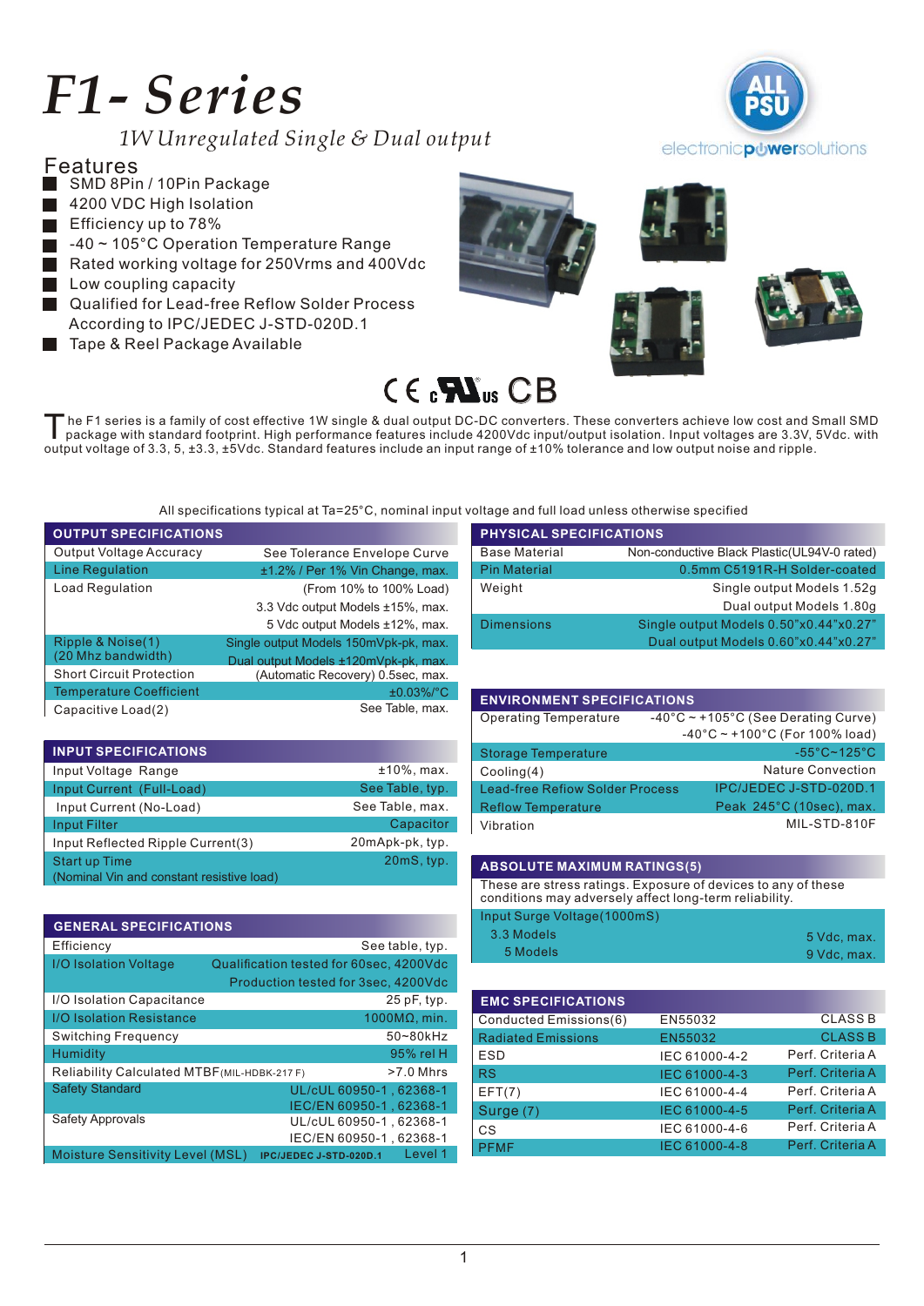# F1- Series

*1W Unregulated Single & Dual output*

## Features

- SMD 8Pin / 10Pin Package
- 4200 VDC High Isolation
- Efficiency up to 78%
- -40 ~ 105°C Operation Temperature Range
- Rated working voltage for 250Vrms and 400Vdc
- Low coupling capacity
- Qualified for Lead-free Reflow Solder Process According to IPC/JEDEC J-STD-020D.1
- Tape & Reel Package Available

The F1 series is a family of cost effective 1W single & dual output DC-DC converters. These converters achieve low cost and Small SMD package with standard footprint. High performance features include 4200Vdc input/output isolation. Input voltages are 3.3V, 5Vdc. with output voltage of 3.3, 5, ±3.3, ±5Vdc. Standard features include an input range of ±10% tolerance and low output noise and ripple.

All specifications typical at Ta=25°C, nominal input voltage and full load unless otherwise specified

| OUTPUT SPECIFICATIONS | |
|---|---|
| Output Voltage Accuracy | See Tolerance Envelope Curve |
| Line Regulation | ±1.2% / Per 1% Vin Change, max. |
| Load Regulation | (From 10% to 100% Load) |
| | 3.3 Vdc output Models ±15%, max. |
| | 5 Vdc output Models ±12%, max. |
| Ripple & Noise(1) (20 Mhz bandwidth) | Single output Models 150mVpk-pk, max. |
| | Dual output Models ±120mVpk-pk, max. |
| Short Circuit Protection | (Automatic Recovery) 0.5sec, max. |
| Temperature Coefficient | ±0.03%/°C |
| Capacitive Load(2) | See Table, max. |

| INPUT SPECIFICATIONS | |
|---|---|
| Input Voltage Range | ±10%, max. |
| Input Current (Full-Load) | See Table, typ. |
| Input Current (No-Load) | See Table, max. |
| Input Filter | Capacitor |
| Input Reflected Ripple Current(3) | 20mApk-pk, typ. |
| Start up Time (Nominal Vin and constant resistive load) | 20mS, typ. |

| GENERAL SPECIFICATIONS | |
|---|---|
| Efficiency | See table, typ. |
| I/O Isolation Voltage | Qualification tested for 60sec, 4200Vdc |
| | Production tested for 3sec, 4200Vdc |
| I/O Isolation Capacitance | 25 pF, typ. |
| I/O Isolation Resistance | 1000MΩ, min. |
| Switching Frequency | 50~80kHz |
| Humidity | 95% rel H |
| Reliability Calculated MTBF(MIL-HDBK-217 F) | >7.0 Mhrs |
| Safety Standard | UL/cUL 60950-1 , 62368-1 IEC/EN 60950-1 , 62368-1 |
| Safety Approvals | UL/cUL 60950-1 , 62368-1 IEC/EN 60950-1 , 62368-1 |
| Moisture Sensitivity Level (MSL) IPC/JEDEC J-STD-020D.1 | Level 1 |

| PHYSICAL SPECIFICATIONS | |
|---|---|
| Base Material | Non-conductive Black Plastic(UL94V-0 rated) |
| Pin Material | 0.5mm C5191R-H Solder-coated |
| Weight | Single output Models 1.52g |
| | Dual output Models 1.80g |
| Dimensions | Single output Models 0.50"x0.44"x0.27" |
| | Dual output Models 0.60"x0.44"x0.27" |

| ENVIRONMENT SPECIFICATIONS | |
|---|---|
| Operating Temperature | -40°C ~ +105°C (See Derating Curve) |
| | -40°C ~ +100°C (For 100% load) |
| Storage Temperature | -55°C~125°C |
| Cooling(4) | Nature Convection |
| Lead-free Reflow Solder Process | IPC/JEDEC J-STD-020D.1 |
| Reflow Temperature | Peak 245°C (10sec), max. |
| Vibration | MIL-STD-810F |

| ABSOLUTE MAXIMUM RATINGS(5) | |
|---|---|
| These are stress ratings. Exposure of devices to any of these conditions may adversely affect long-term reliability. | |
| Input Surge Voltage(1000mS) | |
| 3.3 Models | 5 Vdc, max. |
| 5 Models | 9 Vdc, max. |

| EMC SPECIFICATIONS | | |
|---|---|---|
| Conducted Emissions(6) | EN55032 | CLASS B |
| Radiated Emissions | EN55032 | CLASS B |
| ESD | IEC 61000-4-2 | Perf. Criteria A |
| RS | IEC 61000-4-3 | Perf. Criteria A |
| EFT(7) | IEC 61000-4-4 | Perf. Criteria A |
| Surge (7) | IEC 61000-4-5 | Perf. Criteria A |
| CS | IEC 61000-4-6 | Perf. Criteria A |
| PFMF | IEC 61000-4-8 | Perf. Criteria A |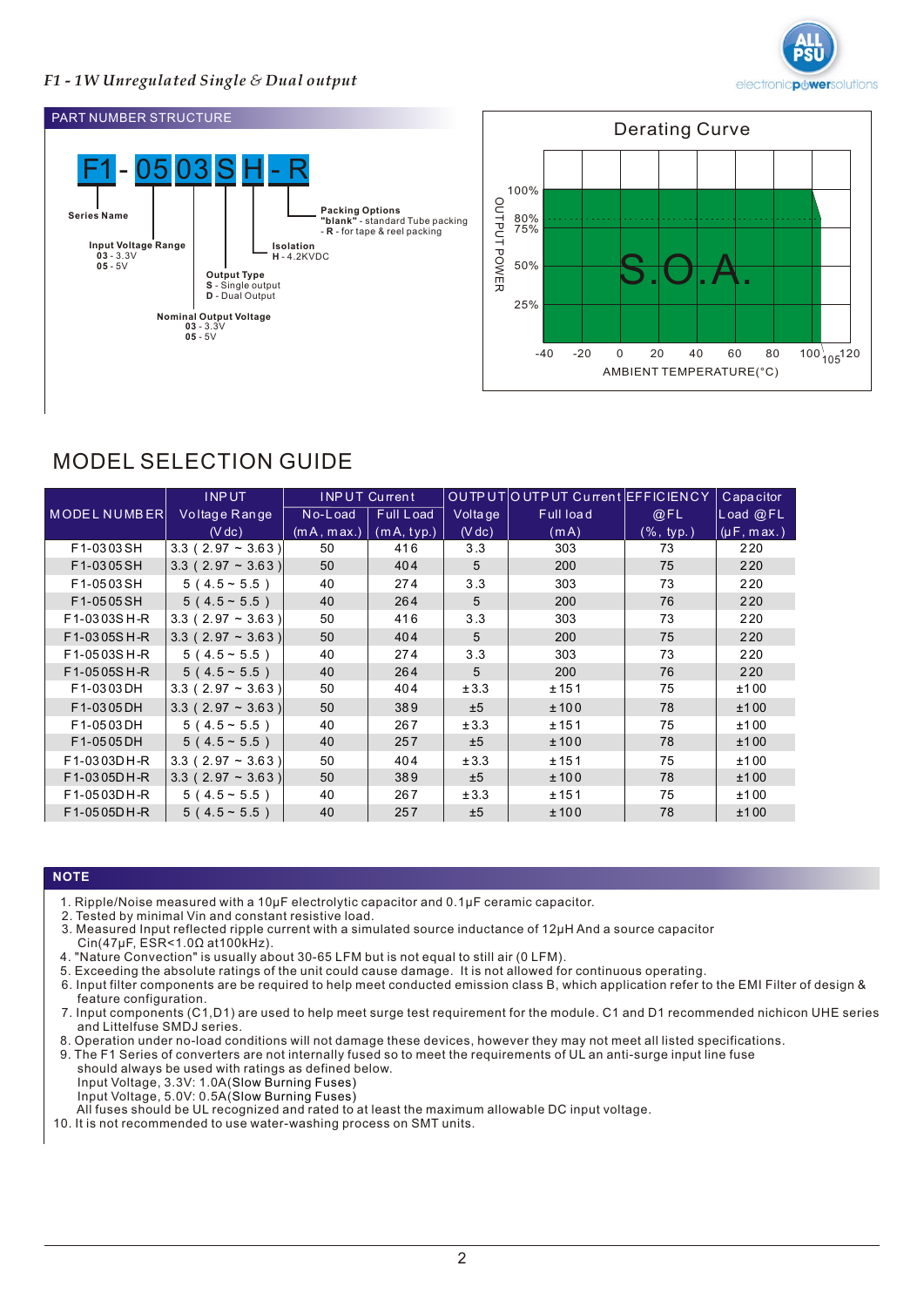*F1 - 1W Unregulated Single & Dual output*

## PART NUMBER STRUCTURE

**F1 - 05 03 S H - R**

- **Series Name**: F1
- **Input Voltage Range**: **03** - 3.3V, **05** - 5V
- **Nominal Output Voltage**: **03** - 3.3V, **05** - 5V
- **Output Type**: **S** - Single output, **D** - Dual Output
- **Isolation**: **H** - 4.2KVDC
- **Packing Options**: **"blank"** - standard Tube packing, **- R** - for tape & reel packing

## Derating Curve

OUTPUT POWER (25%, 50%, 75%, 80%, 100%) vs. AMBIENT TEMPERATURE(°C) (-40, -20, 0, 20, 40, 60, 80, 100, 105, 120)

S.O.A.

# MODEL SELECTION GUIDE

| MODEL NUMBER | INPUT Voltage Range (Vdc) | INPUT Current No-Load (mA, max.) | INPUT Current Full Load (mA, typ.) | OUTPUT Voltage (Vdc) | OUTPUT Current Full load (mA) | EFFICIENCY @FL (%, typ.) | Capacitor Load @FL (μF, max.) |
|---|---|---|---|---|---|---|---|
| F1-0303SH | 3.3 ( 2.97 ~ 3.63 ) | 50 | 416 | 3.3 | 303 | 73 | 220 |
| F1-0305SH | 3.3 ( 2.97 ~ 3.63 ) | 50 | 404 | 5 | 200 | 75 | 220 |
| F1-0503SH | 5 ( 4.5 ~ 5.5 ) | 40 | 274 | 3.3 | 303 | 73 | 220 |
| F1-0505SH | 5 ( 4.5 ~ 5.5 ) | 40 | 264 | 5 | 200 | 76 | 220 |
| F1-0303SH-R | 3.3 ( 2.97 ~ 3.63 ) | 50 | 416 | 3.3 | 303 | 73 | 220 |
| F1-0305SH-R | 3.3 ( 2.97 ~ 3.63 ) | 50 | 404 | 5 | 200 | 75 | 220 |
| F1-0503SH-R | 5 ( 4.5 ~ 5.5 ) | 40 | 274 | 3.3 | 303 | 73 | 220 |
| F1-0505SH-R | 5 ( 4.5 ~ 5.5 ) | 40 | 264 | 5 | 200 | 76 | 220 |
| F1-0303DH | 3.3 ( 2.97 ~ 3.63 ) | 50 | 404 | ±3.3 | ±151 | 75 | ±100 |
| F1-0305DH | 3.3 ( 2.97 ~ 3.63 ) | 50 | 389 | ±5 | ±100 | 78 | ±100 |
| F1-0503DH | 5 ( 4.5 ~ 5.5 ) | 40 | 267 | ±3.3 | ±151 | 75 | ±100 |
| F1-0505DH | 5 ( 4.5 ~ 5.5 ) | 40 | 257 | ±5 | ±100 | 78 | ±100 |
| F1-0303DH-R | 3.3 ( 2.97 ~ 3.63 ) | 50 | 404 | ±3.3 | ±151 | 75 | ±100 |
| F1-0305DH-R | 3.3 ( 2.97 ~ 3.63 ) | 50 | 389 | ±5 | ±100 | 78 | ±100 |
| F1-0503DH-R | 5 ( 4.5 ~ 5.5 ) | 40 | 267 | ±3.3 | ±151 | 75 | ±100 |
| F1-0505DH-R | 5 ( 4.5 ~ 5.5 ) | 40 | 257 | ±5 | ±100 | 78 | ±100 |

## NOTE

1. Ripple/Noise measured with a 10μF electrolytic capacitor and 0.1μF ceramic capacitor.
2. Tested by minimal Vin and constant resistive load.
3. Measured Input reflected ripple current with a simulated source inductance of 12μH And a source capacitor Cin(47μF, ESR<1.0Ω at100kHz).
4. "Nature Convection" is usually about 30-65 LFM but is not equal to still air (0 LFM).
5. Exceeding the absolute ratings of the unit could cause damage. It is not allowed for continuous operating.
6. Input filter components are be required to help meet conducted emission class B, which application refer to the EMI Filter of design & feature configuration.
7. Input components (C1,D1) are used to help meet surge test requirement for the module. C1 and D1 recommended nichicon UHE series and Littelfuse SMDJ series.
8. Operation under no-load conditions will not damage these devices, however they may not meet all listed specifications.
9. The F1 Series of converters are not internally fused so to meet the requirements of UL an anti-surge input line fuse should always be used with ratings as defined below.
   Input Voltage, 3.3V: 1.0A(Slow Burning Fuses)
   Input Voltage, 5.0V: 0.5A(Slow Burning Fuses)
   All fuses should be UL recognized and rated to at least the maximum allowable DC input voltage.
10. It is not recommended to use water-washing process on SMT units.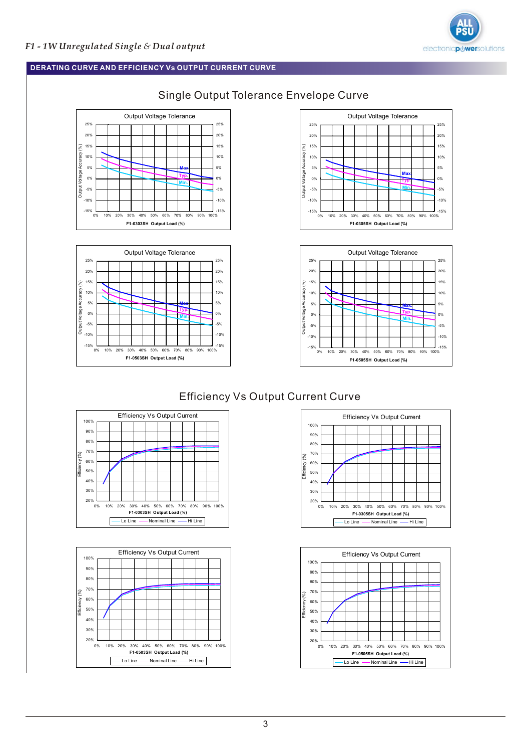## DERATING CURVE AND EFFICIENCY Vs OUTPUT CURRENT CURVE

### Single Output Tolerance Envelope Curve

Output Voltage Tolerance

Output Voltage Accuracy (%)

25% 20% 15% 10% 5% 0% -5% -10% -15%

0% 10% 20% 30% 40% 50% 60% 70% 80% 90% 100%

Max. Typ. Min.

F1-0303SH Output Load (%)

Output Voltage Tolerance

F1-0305SH Output Load (%)

Output Voltage Tolerance

F1-0503SH Output Load (%)

Output Voltage Tolerance

F1-0505SH Output Load (%)

### Efficiency Vs Output Current Curve

Efficiency Vs Output Current

Efficiency (%)

100% 90% 80% 70% 60% 50% 40% 30% 20%

0% 10% 20% 30% 40% 50% 60% 70% 80% 90% 100%

F1-0303SH Output Load (%)

Lo Line — Nominal Line — Hi Line

Efficiency Vs Output Current

F1-0305SH Output Load (%)

Lo Line — Nominal Line — Hi Line

Efficiency Vs Output Current

F1-0503SH Output Load (%)

Lo Line — Nominal Line — Hi Line

Efficiency Vs Output Current

F1-0505SH Output Load (%)

Lo Line — Nominal Line — Hi Line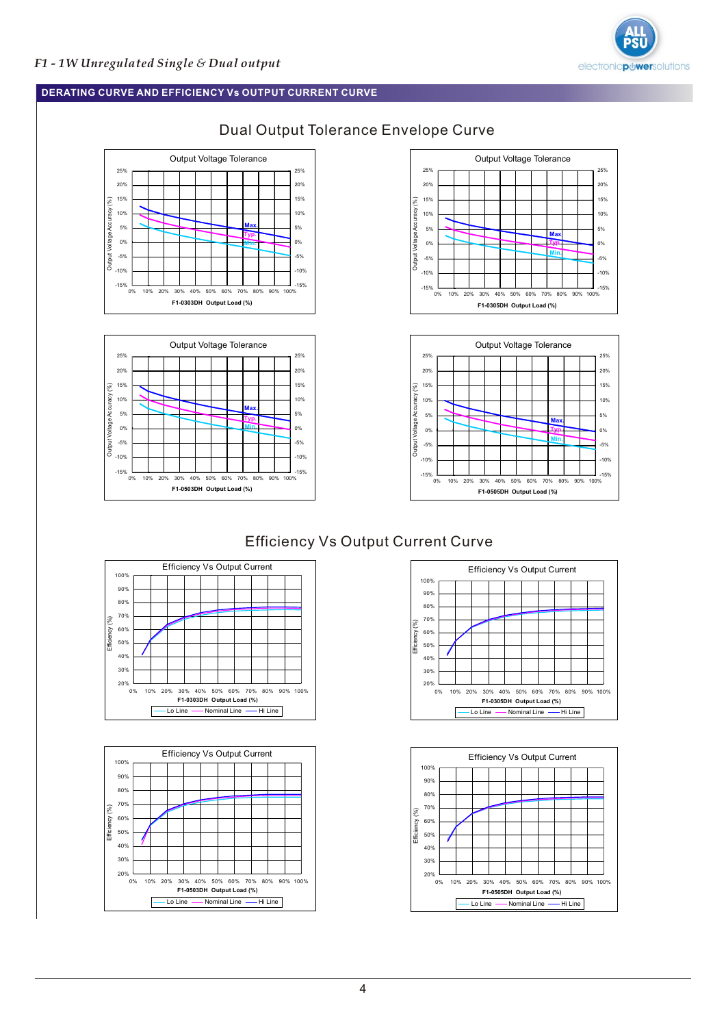## DERATING CURVE AND EFFICIENCY Vs OUTPUT CURRENT CURVE

### Dual Output Tolerance Envelope Curve

Output Voltage Tolerance

Output Voltage Accuracy (%)

Max.
Typ.
Min.

F1-0303DH Output Load (%)

Output Voltage Tolerance

Output Voltage Accuracy (%)

Max
Typ.
Min.

F1-0305DH Output Load (%)

Output Voltage Tolerance

Output Voltage Accuracy (%)

Max.
Typ.
Min.

F1-0503DH Output Load (%)

Output Voltage Tolerance

Output Voltage Accuracy (%)

Max
Typ.
Min.

F1-0505DH Output Load (%)

### Efficiency Vs Output Current Curve

Efficiency Vs Output Current

Efficiency (%)

F1-0303DH Output Load (%)

Lo Line — Nominal Line — Hi Line

Efficiency Vs Output Current

Efficiency (%)

F1-0305DH Output Load (%)

Lo Line — Nominal Line — Hi Line

Efficiency Vs Output Current

Efficiency (%)

F1-0503DH Output Load (%)

Lo Line — Nominal Line — Hi Line

Efficiency Vs Output Current

Efficiency (%)

F1-0505DH Output Load (%)

Lo Line — Nominal Line — Hi Line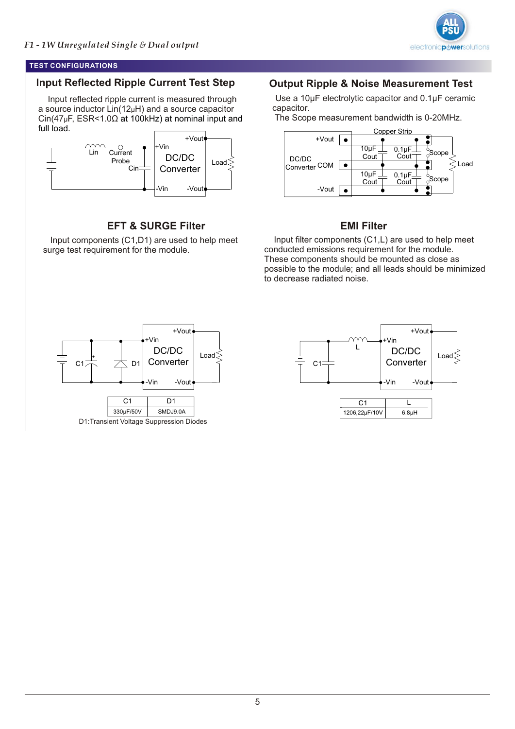## TEST CONFIGURATIONS

### Input Reflected Ripple Current Test Step

Input reflected ripple current is measured through a source inductor Lin(12μH) and a source capacitor Cin(47μF, ESR<1.0Ω at 100kHz) at nominal input and full load.

### Output Ripple & Noise Measurement Test

Use a 10μF electrolytic capacitor and 0.1μF ceramic capacitor.
The Scope measurement bandwidth is 0-20MHz.

### EFT & SURGE Filter

Input components (C1,D1) are used to help meet surge test requirement for the module.

| C1 | D1 |
|---|---|
| 330μF/50V | SMDJ9.0A |

D1:Transient Voltage Suppression Diodes

### EMI Filter

Input filter components (C1,L) are used to help meet conducted emissions requirement for the module.
These components should be mounted as close as possible to the module; and all leads should be minimized to decrease radiated noise.

| C1 | L |
|---|---|
| 1206,22μF/10V | 6.8μH |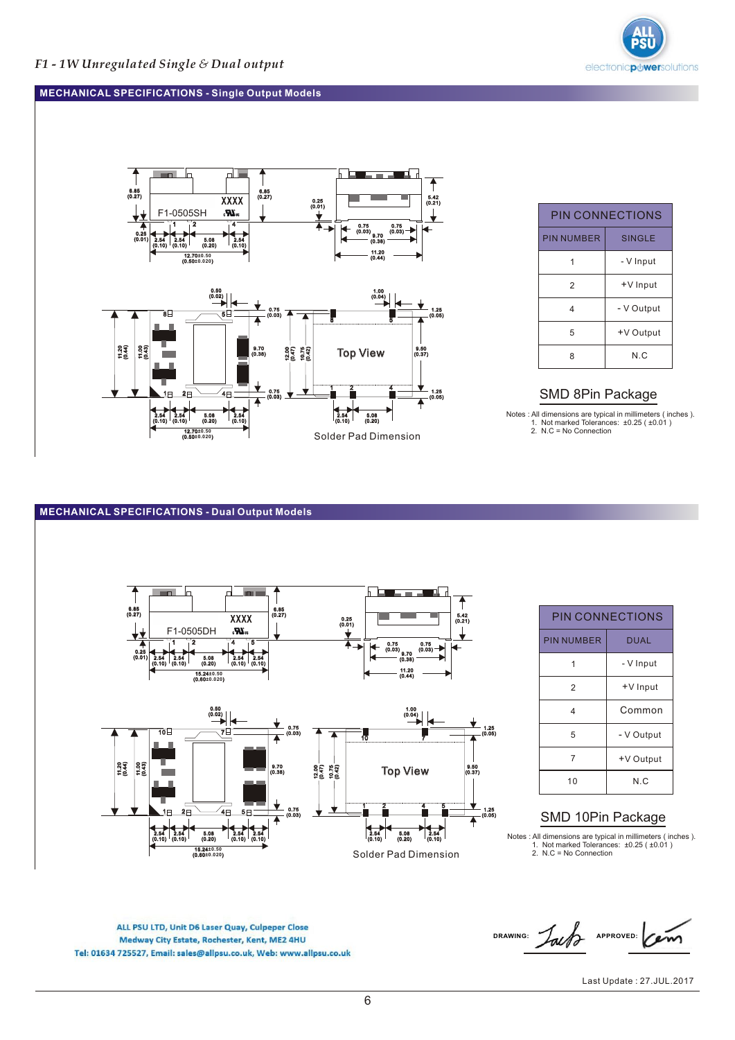## MECHANICAL SPECIFICATIONS - Single Output Models

| PIN CONNECTIONS | |
|---|---|
| PIN NUMBER | SINGLE |
| 1 | - V Input |
| 2 | +V Input |
| 4 | - V Output |
| 5 | +V Output |
| 8 | N.C |

Solder Pad Dimension

SMD 8Pin Package

Notes : All dimensions are typical in millimeters ( inches ).
1. Not marked Tolerances: ±0.25 ( ±0.01 )
2. N.C = No Connection

## MECHANICAL SPECIFICATIONS - Dual Output Models

| PIN CONNECTIONS | |
|---|---|
| PIN NUMBER | DUAL |
| 1 | - V Input |
| 2 | +V Input |
| 4 | Common |
| 5 | - V Output |
| 7 | +V Output |
| 10 | N.C |

Solder Pad Dimension

SMD 10Pin Package

Notes : All dimensions are typical in millimeters ( inches ).
1. Not marked Tolerances: ±0.25 ( ±0.01 )
2. N.C = No Connection

ALL PSU LTD, Unit D6 Laser Quay, Culpeper Close
Medway City Estate, Rochester, Kent, ME2 4HU
Tel: 01634 725527, Email: sales@allpsu.co.uk, Web: www.allpsu.co.uk

DRAWING: APPROVED:

Last Update : 27.JUL.2017